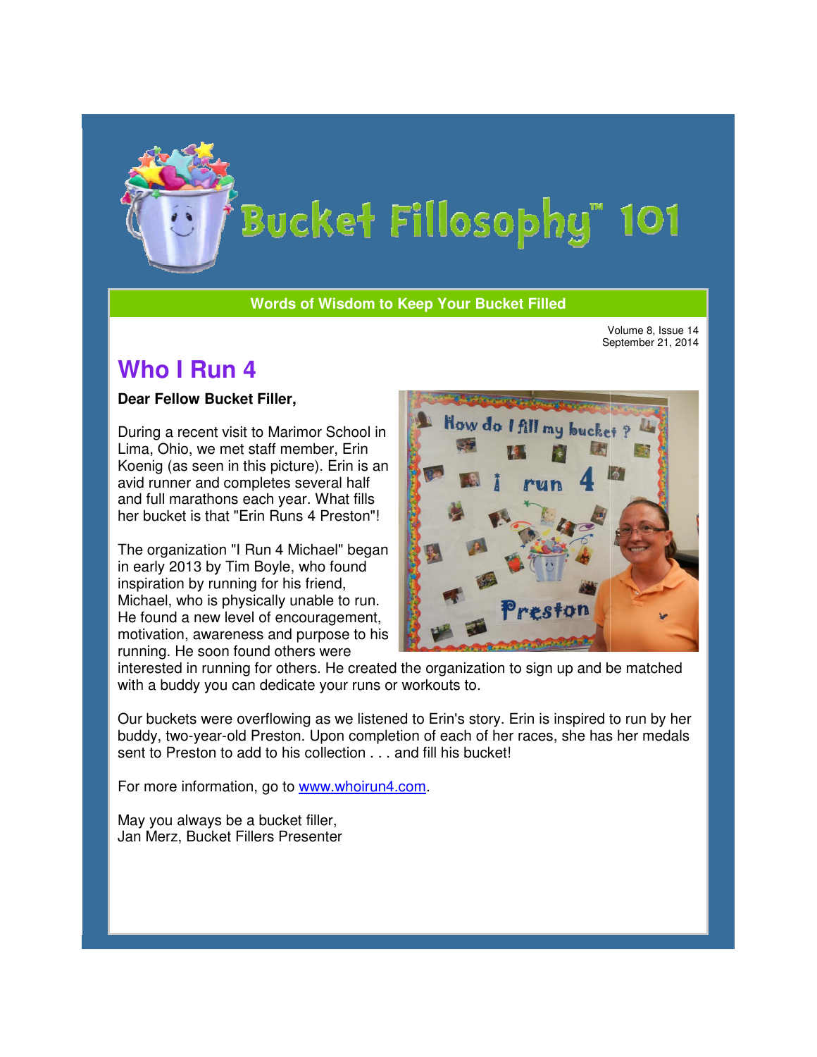# Bucket Fillosophy™ 101

**Words of Wisdom to Keep Your Bucket Filled**

Volume 8, Issue 14
September 21, 2014

## Who I Run 4

**Dear Fellow Bucket Filler,**

During a recent visit to Marimor School in Lima, Ohio, we met staff member, Erin Koenig (as seen in this picture). Erin is an avid runner and completes several half and full marathons each year. What fills her bucket is that "Erin Runs 4 Preston"!

The organization "I Run 4 Michael" began in early 2013 by Tim Boyle, who found inspiration by running for his friend, Michael, who is physically unable to run. He found a new level of encouragement, motivation, awareness and purpose to his running. He soon found others were interested in running for others. He created the organization to sign up and be matched with a buddy you can dedicate your runs or workouts to.

Our buckets were overflowing as we listened to Erin's story. Erin is inspired to run by her buddy, two-year-old Preston. Upon completion of each of her races, she has her medals sent to Preston to add to his collection . . . and fill his bucket!

For more information, go to [www.whoirun4.com](http://www.whoirun4.com).

May you always be a bucket filler,
Jan Merz, Bucket Fillers Presenter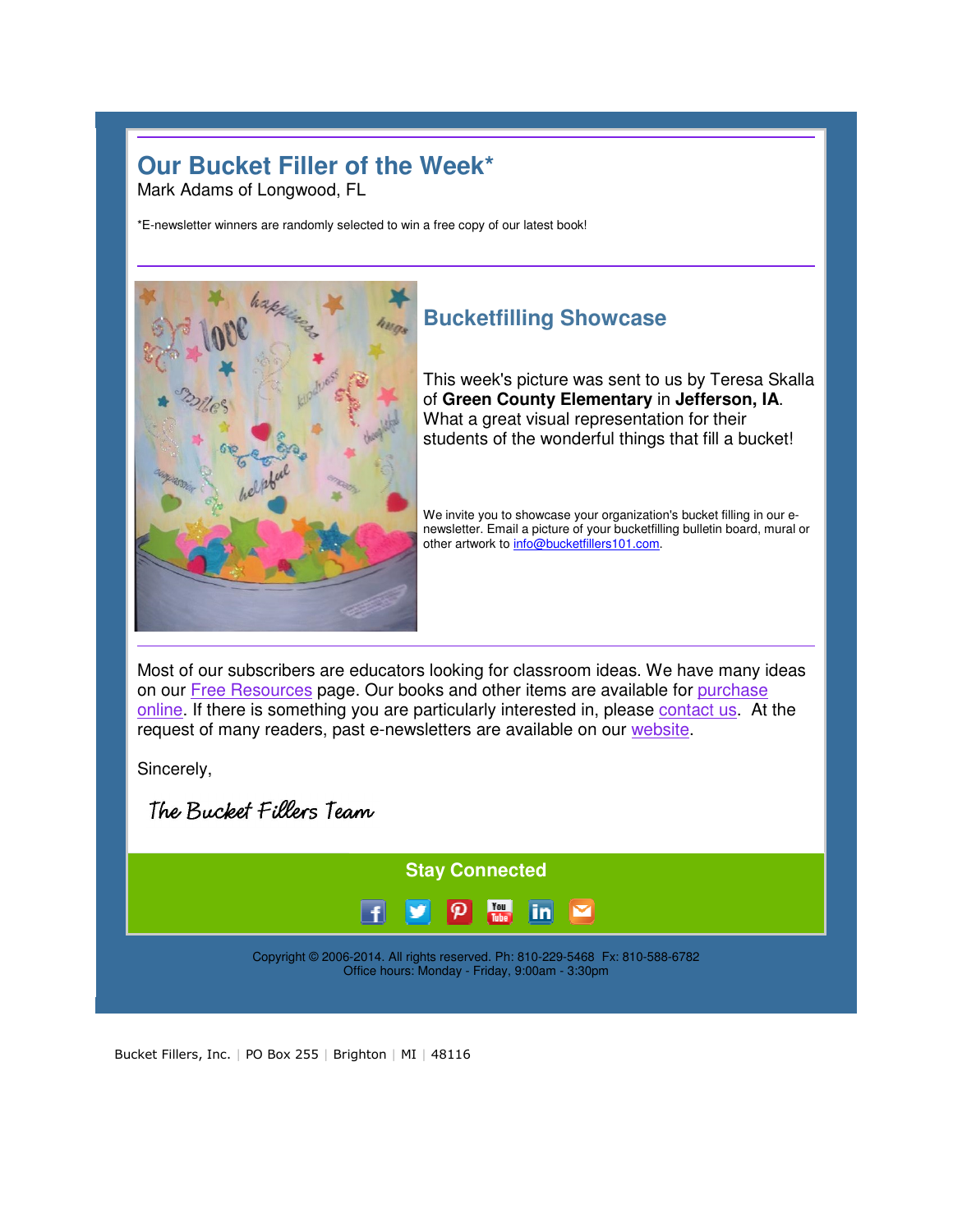## Our Bucket Filler of the Week*

Mark Adams of Longwood, FL

*E-newsletter winners are randomly selected to win a free copy of our latest book!

---

## Bucketfilling Showcase

This week's picture was sent to us by Teresa Skalla of **Green County Elementary** in **Jefferson, IA**. What a great visual representation for their students of the wonderful things that fill a bucket!

We invite you to showcase your organization's bucket filling in our e-newsletter. Email a picture of your bucketfilling bulletin board, mural or other artwork to info@bucketfillers101.com.

---

Most of our subscribers are educators looking for classroom ideas. We have many ideas on our Free Resources page. Our books and other items are available for purchase online. If there is something you are particularly interested in, please contact us. At the request of many readers, past e-newsletters are available on our website.

Sincerely,

*The Bucket Fillers Team*

**Stay Connected**

Copyright © 2006-2014. All rights reserved. Ph: 810-229-5468 Fx: 810-588-6782
Office hours: Monday - Friday, 9:00am - 3:30pm

Bucket Fillers, Inc. | PO Box 255 | Brighton | MI | 48116